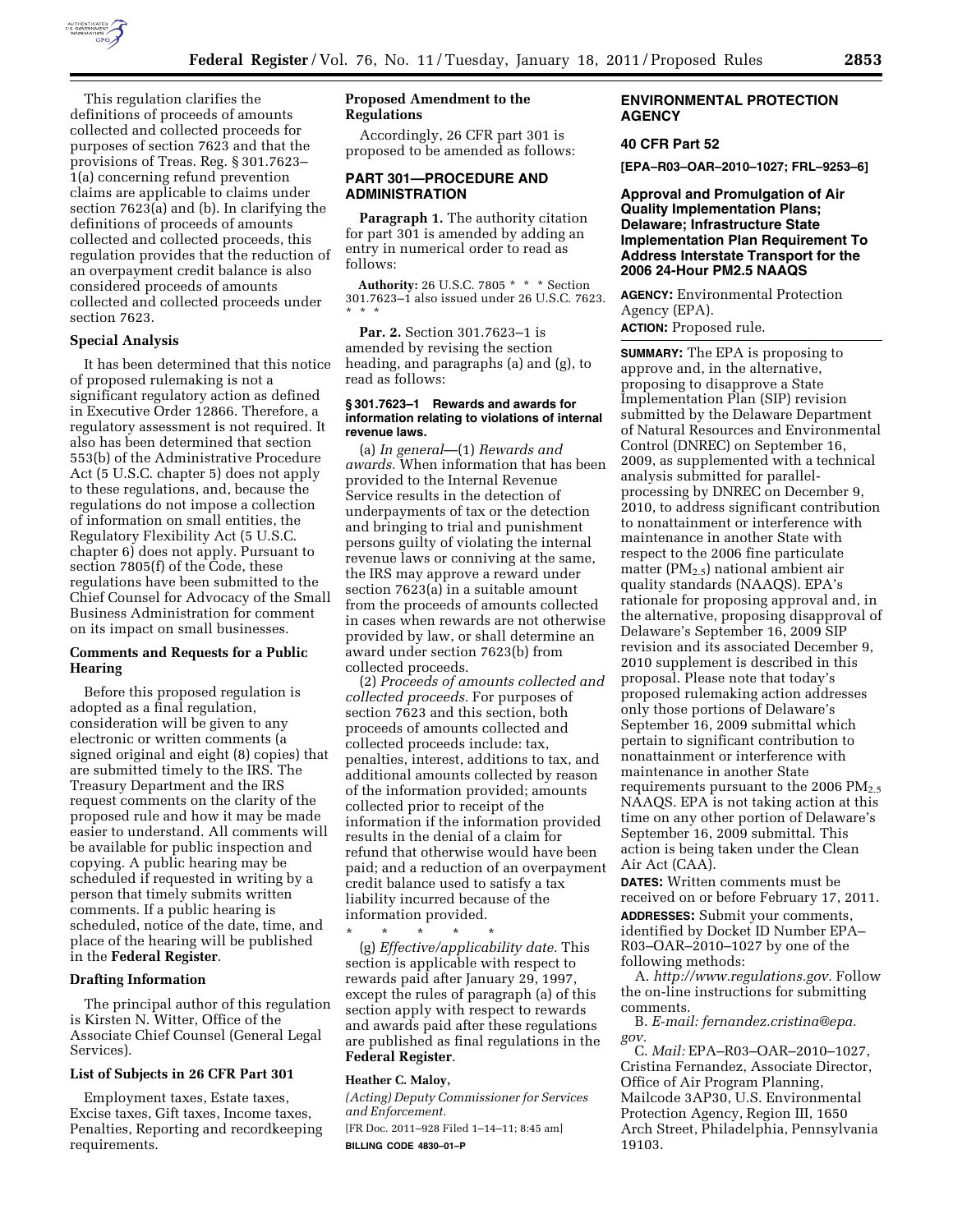This regulation clarifies the definitions of proceeds of amounts collected and collected proceeds for purposes of section 7623 and that the provisions of Treas. Reg. § 301.7623–1(a) concerning refund prevention claims are applicable to claims under section 7623(a) and (b). In clarifying the definitions of proceeds of amounts collected and collected proceeds, this regulation provides that the reduction of an overpayment credit balance is also considered proceeds of amounts collected and collected proceeds under section 7623.

**Special Analysis**

It has been determined that this notice of proposed rulemaking is not a significant regulatory action as defined in Executive Order 12866. Therefore, a regulatory assessment is not required. It also has been determined that section 553(b) of the Administrative Procedure Act (5 U.S.C. chapter 5) does not apply to these regulations, and, because the regulations do not impose a collection of information on small entities, the Regulatory Flexibility Act (5 U.S.C. chapter 6) does not apply. Pursuant to section 7805(f) of the Code, these regulations have been submitted to the Chief Counsel for Advocacy of the Small Business Administration for comment on its impact on small businesses.

**Comments and Requests for a Public Hearing**

Before this proposed regulation is adopted as a final regulation, consideration will be given to any electronic or written comments (a signed original and eight (8) copies) that are submitted timely to the IRS. The Treasury Department and the IRS request comments on the clarity of the proposed rule and how it may be made easier to understand. All comments will be available for public inspection and copying. A public hearing may be scheduled if requested in writing by a person that timely submits written comments. If a public hearing is scheduled, notice of the date, time, and place of the hearing will be published in the **Federal Register**.

**Drafting Information**

The principal author of this regulation is Kirsten N. Witter, Office of the Associate Chief Counsel (General Legal Services).

**List of Subjects in 26 CFR Part 301**

Employment taxes, Estate taxes, Excise taxes, Gift taxes, Income taxes, Penalties, Reporting and recordkeeping requirements.

**Proposed Amendment to the Regulations**

Accordingly, 26 CFR part 301 is proposed to be amended as follows:

**PART 301—PROCEDURE AND ADMINISTRATION**

**Paragraph 1.** The authority citation for part 301 is amended by adding an entry in numerical order to read as follows:

**Authority:** 26 U.S.C. 7805 * * * Section 301.7623–1 also issued under 26 U.S.C. 7623. * * *

**Par. 2.** Section 301.7623–1 is amended by revising the section heading, and paragraphs (a) and (g), to read as follows:

**§ 301.7623–1 Rewards and awards for information relating to violations of internal revenue laws.**

(a) *In general*—(1) *Rewards and awards.* When information that has been provided to the Internal Revenue Service results in the detection of underpayments of tax or the detection and bringing to trial and punishment persons guilty of violating the internal revenue laws or conniving at the same, the IRS may approve a reward under section 7623(a) in a suitable amount from the proceeds of amounts collected in cases when rewards are not otherwise provided by law, or shall determine an award under section 7623(b) from collected proceeds.

(2) *Proceeds of amounts collected and collected proceeds.* For purposes of section 7623 and this section, both proceeds of amounts collected and collected proceeds include: tax, penalties, interest, additions to tax, and additional amounts collected by reason of the information provided; amounts collected prior to receipt of the information if the information provided results in the denial of a claim for refund that otherwise would have been paid; and a reduction of an overpayment credit balance used to satisfy a tax liability incurred because of the information provided.

\* \* \* \* \*

(g) *Effective/applicability date.* This section is applicable with respect to rewards paid after January 29, 1997, except the rules of paragraph (a) of this section apply with respect to rewards and awards paid after these regulations are published as final regulations in the **Federal Register**.

**Heather C. Maloy,**

*(Acting) Deputy Commissioner for Services and Enforcement.*

[FR Doc. 2011–928 Filed 1–14–11; 8:45 am]

**BILLING CODE 4830–01–P**

**ENVIRONMENTAL PROTECTION AGENCY**

**40 CFR Part 52**

**[EPA–R03–OAR–2010–1027; FRL–9253–6]**

**Approval and Promulgation of Air Quality Implementation Plans; Delaware; Infrastructure State Implementation Plan Requirement To Address Interstate Transport for the 2006 24-Hour PM2.5 NAAQS**

**AGENCY:** Environmental Protection Agency (EPA).

**ACTION:** Proposed rule.

**SUMMARY:** The EPA is proposing to approve and, in the alternative, proposing to disapprove a State Implementation Plan (SIP) revision submitted by the Delaware Department of Natural Resources and Environmental Control (DNREC) on September 16, 2009, as supplemented with a technical analysis submitted for parallel-processing by DNREC on December 9, 2010, to address significant contribution to nonattainment or interference with maintenance in another State with respect to the 2006 fine particulate matter ($PM_{2.5}$) national ambient air quality standards (NAAQS). EPA's rationale for proposing approval and, in the alternative, proposing disapproval of Delaware's September 16, 2009 SIP revision and its associated December 9, 2010 supplement is described in this proposal. Please note that today's proposed rulemaking action addresses only those portions of Delaware's September 16, 2009 submittal which pertain to significant contribution to nonattainment or interference with maintenance in another State requirements pursuant to the 2006 $PM_{2.5}$ NAAQS. EPA is not taking action at this time on any other portion of Delaware's September 16, 2009 submittal. This action is being taken under the Clean Air Act (CAA).

**DATES:** Written comments must be received on or before February 17, 2011.

**ADDRESSES:** Submit your comments, identified by Docket ID Number EPA–R03–OAR–2010–1027 by one of the following methods:

A. *http://www.regulations.gov.* Follow the on-line instructions for submitting comments.

B. *E-mail: fernandez.cristina@epa.gov.*

C. *Mail:* EPA–R03–OAR–2010–1027, Cristina Fernandez, Associate Director, Office of Air Program Planning, Mailcode 3AP30, U.S. Environmental Protection Agency, Region III, 1650 Arch Street, Philadelphia, Pennsylvania 19103.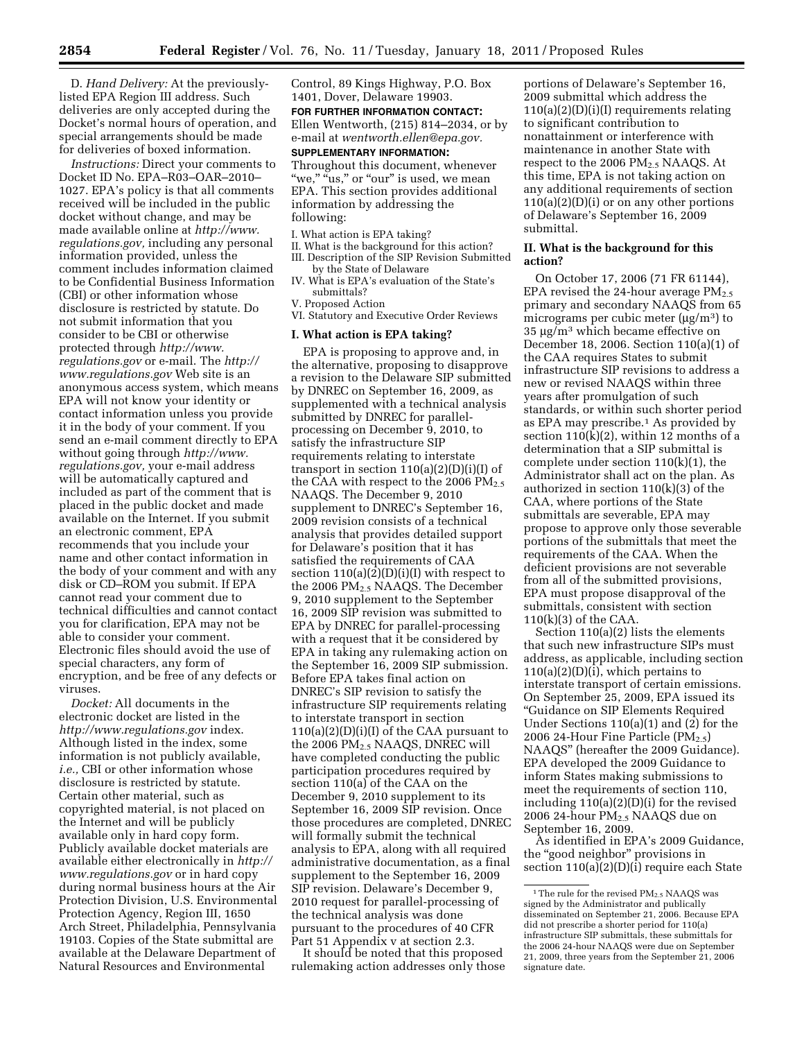D. *Hand Delivery:* At the previously-listed EPA Region III address. Such deliveries are only accepted during the Docket's normal hours of operation, and special arrangements should be made for deliveries of boxed information.

*Instructions:* Direct your comments to Docket ID No. EPA–R03–OAR–2010–1027. EPA's policy is that all comments received will be included in the public docket without change, and may be made available online at *http://www.regulations.gov,* including any personal information provided, unless the comment includes information claimed to be Confidential Business Information (CBI) or other information whose disclosure is restricted by statute. Do not submit information that you consider to be CBI or otherwise protected through *http://www.regulations.gov* or e-mail. The *http://www.regulations.gov* Web site is an anonymous access system, which means EPA will not know your identity or contact information unless you provide it in the body of your comment. If you send an e-mail comment directly to EPA without going through *http://www.regulations.gov,* your e-mail address will be automatically captured and included as part of the comment that is placed in the public docket and made available on the Internet. If you submit an electronic comment, EPA recommends that you include your name and other contact information in the body of your comment and with any disk or CD–ROM you submit. If EPA cannot read your comment due to technical difficulties and cannot contact you for clarification, EPA may not be able to consider your comment. Electronic files should avoid the use of special characters, any form of encryption, and be free of any defects or viruses.

*Docket:* All documents in the electronic docket are listed in the *http://www.regulations.gov* index. Although listed in the index, some information is not publicly available, *i.e.,* CBI or other information whose disclosure is restricted by statute. Certain other material, such as copyrighted material, is not placed on the Internet and will be publicly available only in hard copy form. Publicly available docket materials are available either electronically in *http://www.regulations.gov* or in hard copy during normal business hours at the Air Protection Division, U.S. Environmental Protection Agency, Region III, 1650 Arch Street, Philadelphia, Pennsylvania 19103. Copies of the State submittal are available at the Delaware Department of Natural Resources and Environmental Control, 89 Kings Highway, P.O. Box 1401, Dover, Delaware 19903.

**FOR FURTHER INFORMATION CONTACT:** Ellen Wentworth, (215) 814–2034, or by e-mail at *wentworth.ellen@epa.gov.*

**SUPPLEMENTARY INFORMATION:** Throughout this document, whenever "we," "us," or "our" is used, we mean EPA. This section provides additional information by addressing the following:

I. What action is EPA taking?
II. What is the background for this action?
III. Description of the SIP Revision Submitted by the State of Delaware
IV. What is EPA's evaluation of the State's submittals?
V. Proposed Action
VI. Statutory and Executive Order Reviews

## I. What action is EPA taking?

EPA is proposing to approve and, in the alternative, proposing to disapprove a revision to the Delaware SIP submitted by DNREC on September 16, 2009, as supplemented with a technical analysis submitted by DNREC for parallel-processing on December 9, 2010, to satisfy the infrastructure SIP requirements relating to interstate transport in section 110(a)(2)(D)(i)(I) of the CAA with respect to the 2006 $PM_{2.5}$ NAAQS. The December 9, 2010 supplement to DNREC's September 16, 2009 revision consists of a technical analysis that provides detailed support for Delaware's position that it has satisfied the requirements of CAA section 110(a)(2)(D)(i)(I) with respect to the 2006 $PM_{2.5}$ NAAQS. The December 9, 2010 supplement to the September 16, 2009 SIP revision was submitted to EPA by DNREC for parallel-processing with a request that it be considered by EPA in taking any rulemaking action on the September 16, 2009 SIP submission. Before EPA takes final action on DNREC's SIP revision to satisfy the infrastructure SIP requirements relating to interstate transport in section 110(a)(2)(D)(i)(I) of the CAA pursuant to the 2006 $PM_{2.5}$ NAAQS, DNREC will have completed conducting the public participation procedures required by section 110(a) of the CAA on the December 9, 2010 supplement to its September 16, 2009 SIP revision. Once those procedures are completed, DNREC will formally submit the technical analysis to EPA, along with all required administrative documentation, as a final supplement to the September 16, 2009 SIP revision. Delaware's December 9, 2010 request for parallel-processing of the technical analysis was done pursuant to the procedures of 40 CFR Part 51 Appendix v at section 2.3.

It should be noted that this proposed rulemaking action addresses only those portions of Delaware's September 16, 2009 submittal which address the 110(a)(2)(D)(i)(I) requirements relating to significant contribution to nonattainment or interference with maintenance in another State with respect to the 2006 $PM_{2.5}$ NAAQS. At this time, EPA is not taking action on any additional requirements of section 110(a)(2)(D)(i) or on any other portions of Delaware's September 16, 2009 submittal.

## II. What is the background for this action?

On October 17, 2006 (71 FR 61144), EPA revised the 24-hour average $PM_{2.5}$ primary and secondary NAAQS from 65 micrograms per cubic meter ($\mu g/m^3$) to 35 $\mu g/m^3$ which became effective on December 18, 2006. Section 110(a)(1) of the CAA requires States to submit infrastructure SIP revisions to address a new or revised NAAQS within three years after promulgation of such standards, or within such shorter period as EPA may prescribe.[1] As provided by section 110(k)(2), within 12 months of a determination that a SIP submittal is complete under section 110(k)(1), the Administrator shall act on the plan. As authorized in section 110(k)(3) of the CAA, where portions of the State submittals are severable, EPA may propose to approve only those severable portions of the submittals that meet the requirements of the CAA. When the deficient provisions are not severable from all of the submitted provisions, EPA must propose disapproval of the submittals, consistent with section 110(k)(3) of the CAA.

Section 110(a)(2) lists the elements that such new infrastructure SIPs must address, as applicable, including section 110(a)(2)(D)(i), which pertains to interstate transport of certain emissions. On September 25, 2009, EPA issued its "Guidance on SIP Elements Required Under Sections 110(a)(1) and (2) for the 2006 24-Hour Fine Particle ($PM_{2.5}$) NAAQS" (hereafter the 2009 Guidance). EPA developed the 2009 Guidance to inform States making submissions to meet the requirements of section 110, including 110(a)(2)(D)(i) for the revised 2006 24-hour $PM_{2.5}$ NAAQS due on September 16, 2009.

As identified in EPA's 2009 Guidance, the "good neighbor" provisions in section 110(a)(2)(D)(i) require each State

[1] The rule for the revised $PM_{2.5}$ NAAQS was signed by the Administrator and publically disseminated on September 21, 2006. Because EPA did not prescribe a shorter period for 110(a) infrastructure SIP submittals, these submittals for the 2006 24-hour NAAQS were due on September 21, 2009, three years from the September 21, 2006 signature date.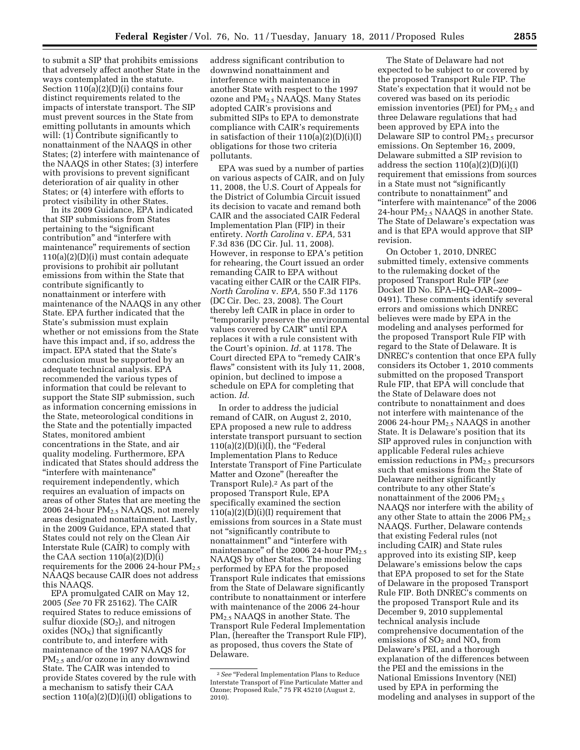to submit a SIP that prohibits emissions that adversely affect another State in the ways contemplated in the statute. Section 110(a)(2)(D)(i) contains four distinct requirements related to the impacts of interstate transport. The SIP must prevent sources in the State from emitting pollutants in amounts which will: (1) Contribute significantly to nonattainment of the NAAQS in other States; (2) interfere with maintenance of the NAAQS in other States; (3) interfere with provisions to prevent significant deterioration of air quality in other States; or (4) interfere with efforts to protect visibility in other States.

In its 2009 Guidance, EPA indicated that SIP submissions from States pertaining to the "significant contribution" and "interfere with maintenance" requirements of section 110(a)(2)(D)(i) must contain adequate provisions to prohibit air pollutant emissions from within the State that contribute significantly to nonattainment or interfere with maintenance of the NAAQS in any other State. EPA further indicated that the State's submission must explain whether or not emissions from the State have this impact and, if so, address the impact. EPA stated that the State's conclusion must be supported by an adequate technical analysis. EPA recommended the various types of information that could be relevant to support the State SIP submission, such as information concerning emissions in the State, meteorological conditions in the State and the potentially impacted States, monitored ambient concentrations in the State, and air quality modeling. Furthermore, EPA indicated that States should address the "interfere with maintenance" requirement independently, which requires an evaluation of impacts on areas of other States that are meeting the 2006 24-hour $PM_{2.5}$ NAAQS, not merely areas designated nonattainment. Lastly, in the 2009 Guidance, EPA stated that States could not rely on the Clean Air Interstate Rule (CAIR) to comply with the CAA section 110(a)(2)(D)(i) requirements for the 2006 24-hour $PM_{2.5}$ NAAQS because CAIR does not address this NAAQS.

EPA promulgated CAIR on May 12, 2005 (*See* 70 FR 25162). The CAIR required States to reduce emissions of sulfur dioxide ($SO_2$), and nitrogen oxides ($NO_X$) that significantly contribute to, and interfere with maintenance of the 1997 NAAQS for $PM_{2.5}$ and/or ozone in any downwind State. The CAIR was intended to provide States covered by the rule with a mechanism to satisfy their CAA section 110(a)(2)(D)(i)(I) obligations to address significant contribution to downwind nonattainment and interference with maintenance in another State with respect to the 1997 ozone and $PM_{2.5}$ NAAQS. Many States adopted CAIR's provisions and submitted SIPs to EPA to demonstrate compliance with CAIR's requirements in satisfaction of their 110(a)(2)(D)(i)(I) obligations for those two criteria pollutants.

EPA was sued by a number of parties on various aspects of CAIR, and on July 11, 2008, the U.S. Court of Appeals for the District of Columbia Circuit issued its decision to vacate and remand both CAIR and the associated CAIR Federal Implementation Plan (FIP) in their entirety. *North Carolina* v. *EPA,* 531 F.3d 836 (DC Cir. Jul. 11, 2008). However, in response to EPA's petition for rehearing, the Court issued an order remanding CAIR to EPA without vacating either CAIR or the CAIR FIPs. *North Carolina* v. *EPA,* 550 F.3d 1176 (DC Cir. Dec. 23, 2008). The Court thereby left CAIR in place in order to "temporarily preserve the environmental values covered by CAIR" until EPA replaces it with a rule consistent with the Court's opinion. *Id.* at 1178. The Court directed EPA to "remedy CAIR's flaws" consistent with its July 11, 2008, opinion, but declined to impose a schedule on EPA for completing that action. *Id.*

In order to address the judicial remand of CAIR, on August 2, 2010, EPA proposed a new rule to address interstate transport pursuant to section 110(a)(2)(D)(i)(I), the "Federal Implementation Plans to Reduce Interstate Transport of Fine Particulate Matter and Ozone" (hereafter the Transport Rule).[2] As part of the proposed Transport Rule, EPA specifically examined the section 110(a)(2)(D)(i)(I) requirement that emissions from sources in a State must not "significantly contribute to nonattainment" and "interfere with maintenance" of the 2006 24-hour $PM_{2.5}$ NAAQS by other States. The modeling performed by EPA for the proposed Transport Rule indicates that emissions from the State of Delaware significantly contribute to nonattainment or interfere with maintenance of the 2006 24-hour $PM_{2.5}$ NAAQS in another State. The Transport Rule Federal Implementation Plan, (hereafter the Transport Rule FIP), as proposed, thus covers the State of Delaware.

[2] *See* "Federal Implementation Plans to Reduce Interstate Transport of Fine Particulate Matter and Ozone; Proposed Rule," 75 FR 45210 (August 2, 2010).

The State of Delaware had not expected to be subject to or covered by the proposed Transport Rule FIP. The State's expectation that it would not be covered was based on its periodic emission inventories (PEI) for $PM_{2.5}$ and three Delaware regulations that had been approved by EPA into the Delaware SIP to control $PM_{2.5}$ precursor emissions. On September 16, 2009, Delaware submitted a SIP revision to address the section 110(a)(2)(D)(i)(I) requirement that emissions from sources in a State must not "significantly contribute to nonattainment" and "interfere with maintenance" of the 2006 24-hour $PM_{2.5}$ NAAQS in another State. The State of Delaware's expectation was and is that EPA would approve that SIP revision.

On October 1, 2010, DNREC submitted timely, extensive comments to the rulemaking docket of the proposed Transport Rule FIP (*see* Docket ID No. EPA–HQ–OAR–2009–0491). These comments identify several errors and omissions which DNREC believes were made by EPA in the modeling and analyses performed for the proposed Transport Rule FIP with regard to the State of Delaware. It is DNREC's contention that once EPA fully considers its October 1, 2010 comments submitted on the proposed Transport Rule FIP, that EPA will conclude that the State of Delaware does not contribute to nonattainment and does not interfere with maintenance of the 2006 24-hour $PM_{2.5}$ NAAQS in another State. It is Delaware's position that its SIP approved rules in conjunction with applicable Federal rules achieve emission reductions in $PM_{2.5}$ precursors such that emissions from the State of Delaware neither significantly contribute to any other State's nonattainment of the 2006 $PM_{2.5}$ NAAQS nor interfere with the ability of any other State to attain the 2006 $PM_{2.5}$ NAAQS. Further, Delaware contends that existing Federal rules (not including CAIR) and State rules approved into its existing SIP, keep Delaware's emissions below the caps that EPA proposed to set for the State of Delaware in the proposed Transport Rule FIP. Both DNREC's comments on the proposed Transport Rule and its December 9, 2010 supplemental technical analysis include comprehensive documentation of the emissions of $SO_2$ and $NO_x$ from Delaware's PEI, and a thorough explanation of the differences between the PEI and the emissions in the National Emissions Inventory (NEI) used by EPA in performing the modeling and analyses in support of the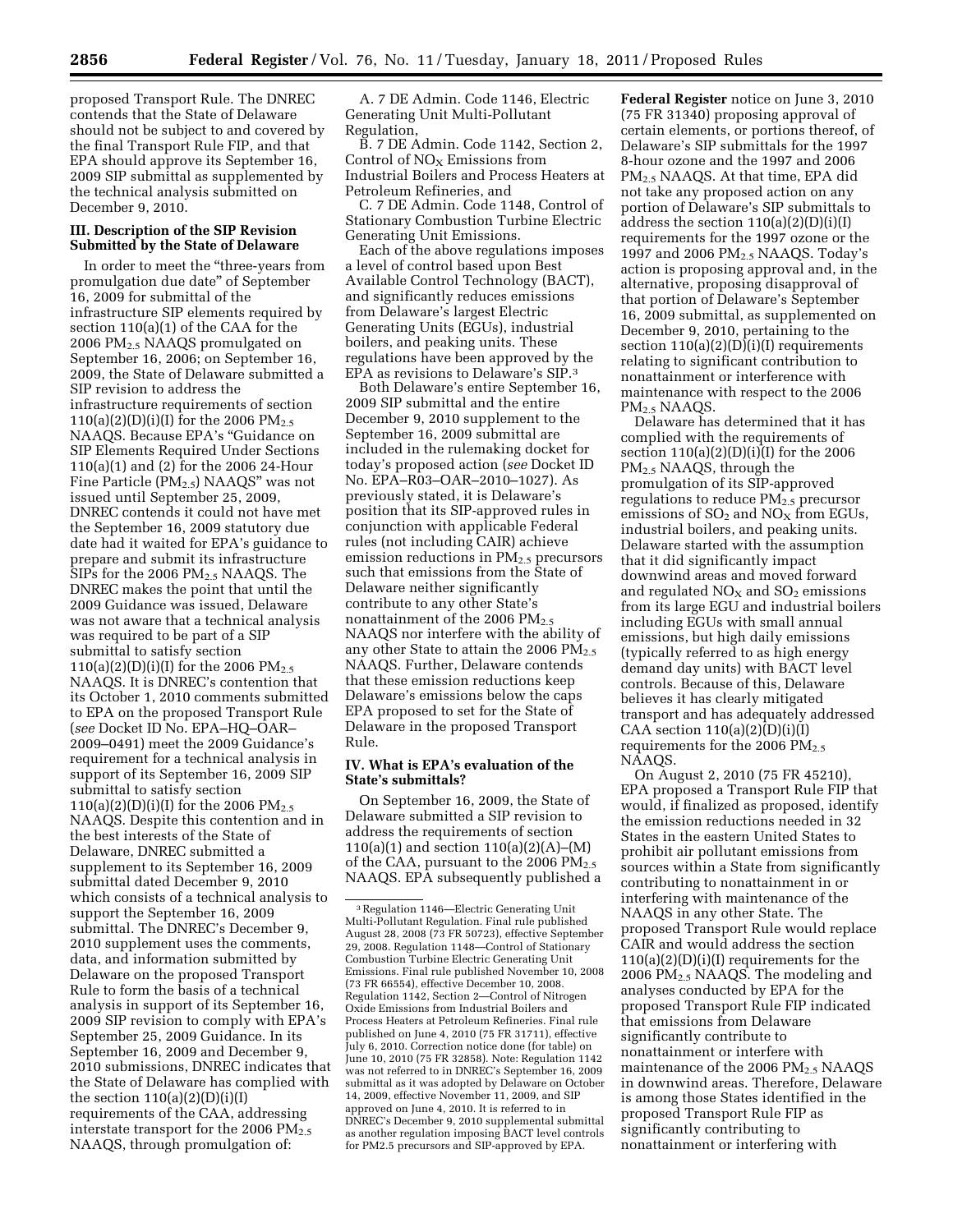proposed Transport Rule. The DNREC contends that the State of Delaware should not be subject to and covered by the final Transport Rule FIP, and that EPA should approve its September 16, 2009 SIP submittal as supplemented by the technical analysis submitted on December 9, 2010.

### III. Description of the SIP Revision Submitted by the State of Delaware

In order to meet the "three-years from promulgation due date" of September 16, 2009 for submittal of the infrastructure SIP elements required by section 110(a)(1) of the CAA for the 2006 $PM_{2.5}$ NAAQS promulgated on September 16, 2006; on September 16, 2009, the State of Delaware submitted a SIP revision to address the infrastructure requirements of section 110(a)(2)(D)(i)(I) for the 2006 $PM_{2.5}$ NAAQS. Because EPA's "Guidance on SIP Elements Required Under Sections 110(a)(1) and (2) for the 2006 24-Hour Fine Particle ($PM_{2.5}$) NAAQS" was not issued until September 25, 2009, DNREC contends it could not have met the September 16, 2009 statutory due date had it waited for EPA's guidance to prepare and submit its infrastructure SIPs for the 2006 $PM_{2.5}$ NAAQS. The DNREC makes the point that until the 2009 Guidance was issued, Delaware was not aware that a technical analysis was required to be part of a SIP submittal to satisfy section 110(a)(2)(D)(i)(I) for the 2006 $PM_{2.5}$ NAAQS. It is DNREC's contention that its October 1, 2010 comments submitted to EPA on the proposed Transport Rule (*see* Docket ID No. EPA–HQ–OAR–2009–0491) meet the 2009 Guidance's requirement for a technical analysis in support of its September 16, 2009 SIP submittal to satisfy section 110(a)(2)(D)(i)(I) for the 2006 $PM_{2.5}$ NAAQS. Despite this contention and in the best interests of the State of Delaware, DNREC submitted a supplement to its September 16, 2009 submittal dated December 9, 2010 which consists of a technical analysis to support the September 16, 2009 submittal. The DNREC's December 9, 2010 supplement uses the comments, data, and information submitted by Delaware on the proposed Transport Rule to form the basis of a technical analysis in support of its September 16, 2009 SIP revision to comply with EPA's September 25, 2009 Guidance. In its September 16, 2009 and December 9, 2010 submissions, DNREC indicates that the State of Delaware has complied with the section 110(a)(2)(D)(i)(I) requirements of the CAA, addressing interstate transport for the 2006 $PM_{2.5}$ NAAQS, through promulgation of:

A. 7 DE Admin. Code 1146, Electric Generating Unit Multi-Pollutant Regulation,

B. 7 DE Admin. Code 1142, Section 2, Control of $NO_X$ Emissions from Industrial Boilers and Process Heaters at Petroleum Refineries, and

C. 7 DE Admin. Code 1148, Control of Stationary Combustion Turbine Electric Generating Unit Emissions.

Each of the above regulations imposes a level of control based upon Best Available Control Technology (BACT), and significantly reduces emissions from Delaware's largest Electric Generating Units (EGUs), industrial boilers, and peaking units. These regulations have been approved by the EPA as revisions to Delaware's SIP.[3]

Both Delaware's entire September 16, 2009 SIP submittal and the entire December 9, 2010 supplement to the September 16, 2009 submittal are included in the rulemaking docket for today's proposed action (*see* Docket ID No. EPA–R03–OAR–2010–1027). As previously stated, it is Delaware's position that its SIP-approved rules in conjunction with applicable Federal rules (not including CAIR) achieve emission reductions in $PM_{2.5}$ precursors such that emissions from the State of Delaware neither significantly contribute to any other State's nonattainment of the 2006 $PM_{2.5}$ NAAQS nor interfere with the ability of any other State to attain the 2006 $PM_{2.5}$ NAAQS. Further, Delaware contends that these emission reductions keep Delaware's emissions below the caps EPA proposed to set for the State of Delaware in the proposed Transport Rule.

### IV. What is EPA's evaluation of the State's submittals?

On September 16, 2009, the State of Delaware submitted a SIP revision to address the requirements of section 110(a)(1) and section 110(a)(2)(A)–(M) of the CAA, pursuant to the 2006 $PM_{2.5}$ NAAQS. EPA subsequently published a **Federal Register** notice on June 3, 2010 (75 FR 31340) proposing approval of certain elements, or portions thereof, of Delaware's SIP submittals for the 1997 8-hour ozone and the 1997 and 2006 $PM_{2.5}$ NAAQS. At that time, EPA did not take any proposed action on any portion of Delaware's SIP submittals to address the section 110(a)(2)(D)(i)(I) requirements for the 1997 ozone or the 1997 and 2006 $PM_{2.5}$ NAAQS. Today's action is proposing approval and, in the alternative, proposing disapproval of that portion of Delaware's September 16, 2009 submittal, as supplemented on December 9, 2010, pertaining to the section 110(a)(2)(D)(i)(I) requirements relating to significant contribution to nonattainment or interference with maintenance with respect to the 2006 $PM_{2.5}$ NAAQS.

Delaware has determined that it has complied with the requirements of section 110(a)(2)(D)(i)(I) for the 2006 $PM_{2.5}$ NAAQS, through the promulgation of its SIP-approved regulations to reduce $PM_{2.5}$ precursor emissions of $SO_2$ and $NO_X$ from EGUs, industrial boilers, and peaking units. Delaware started with the assumption that it did significantly impact downwind areas and moved forward and regulated $NO_X$ and $SO_2$ emissions from its large EGU and industrial boilers including EGUs with small annual emissions, but high daily emissions (typically referred to as high energy demand day units) with BACT level controls. Because of this, Delaware believes it has clearly mitigated transport and has adequately addressed CAA section 110(a)(2)(D)(i)(I) requirements for the 2006 $PM_{2.5}$ NAAQS.

On August 2, 2010 (75 FR 45210), EPA proposed a Transport Rule FIP that would, if finalized as proposed, identify the emission reductions needed in 32 States in the eastern United States to prohibit air pollutant emissions from sources within a State from significantly contributing to nonattainment in or interfering with maintenance of the NAAQS in any other State. The proposed Transport Rule would replace CAIR and would address the section 110(a)(2)(D)(i)(I) requirements for the 2006 $PM_{2.5}$ NAAQS. The modeling and analyses conducted by EPA for the proposed Transport Rule FIP indicated that emissions from Delaware significantly contribute to nonattainment or interfere with maintenance of the 2006 $PM_{2.5}$ NAAQS in downwind areas. Therefore, Delaware is among those States identified in the proposed Transport Rule FIP as significantly contributing to nonattainment or interfering with

---

[3] Regulation 1146—Electric Generating Unit Multi-Pollutant Regulation. Final rule published August 28, 2008 (73 FR 50723), effective September 29, 2008. Regulation 1148—Control of Stationary Combustion Turbine Electric Generating Unit Emissions. Final rule published November 10, 2008 (73 FR 66554), effective December 10, 2008. Regulation 1142, Section 2—Control of Nitrogen Oxide Emissions from Industrial Boilers and Process Heaters at Petroleum Refineries. Final rule published on June 4, 2010 (75 FR 31711), effective July 6, 2010. Correction notice done (for table) on June 10, 2010 (75 FR 32858). Note: Regulation 1142 was not referred to in DNREC's September 16, 2009 submittal as it was adopted by Delaware on October 14, 2009, effective November 11, 2009, and SIP approved on June 4, 2010. It is referred to in DNREC's December 9, 2010 supplemental submittal as another regulation imposing BACT level controls for PM2.5 precursors and SIP-approved by EPA.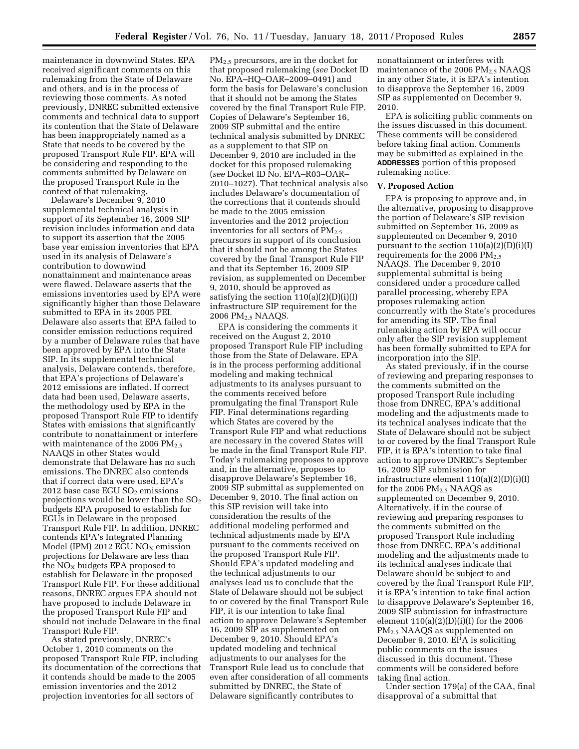maintenance in downwind States. EPA received significant comments on this rulemaking from the State of Delaware and others, and is in the process of reviewing those comments. As noted previously, DNREC submitted extensive comments and technical data to support its contention that the State of Delaware has been inappropriately named as a State that needs to be covered by the proposed Transport Rule FIP. EPA will be considering and responding to the comments submitted by Delaware on the proposed Transport Rule in the context of that rulemaking.

Delaware's December 9, 2010 supplemental technical analysis in support of its September 16, 2009 SIP revision includes information and data to support its assertion that the 2005 base year emission inventories that EPA used in its analysis of Delaware's contribution to downwind nonattainment and maintenance areas were flawed. Delaware asserts that the emissions inventories used by EPA were significantly higher than those Delaware submitted to EPA in its 2005 PEI. Delaware also asserts that EPA failed to consider emission reductions required by a number of Delaware rules that have been approved by EPA into the State SIP. In its supplemental technical analysis, Delaware contends, therefore, that EPA's projections of Delaware's 2012 emissions are inflated. If correct data had been used, Delaware asserts, the methodology used by EPA in the proposed Transport Rule FIP to identify States with emissions that significantly contribute to nonattainment or interfere with maintenance of the 2006 $PM_{2.5}$ NAAQS in other States would demonstrate that Delaware has no such emissions. The DNREC also contends that if correct data were used, EPA's 2012 base case EGU $SO_2$ emissions projections would be lower than the $SO_2$ budgets EPA proposed to establish for EGUs in Delaware in the proposed Transport Rule FIP. In addition, DNREC contends EPA's Integrated Planning Model (IPM) 2012 EGU $NO_X$ emission projections for Delaware are less than the $NO_X$ budgets EPA proposed to establish for Delaware in the proposed Transport Rule FIP. For these additional reasons, DNREC argues EPA should not have proposed to include Delaware in the proposed Transport Rule FIP and should not include Delaware in the final Transport Rule FIP.

As stated previously, DNREC's October 1, 2010 comments on the proposed Transport Rule FIP, including its documentation of the corrections that it contends should be made to the 2005 emission inventories and the 2012 projection inventories for all sectors of $PM_{2.5}$ precursors, are in the docket for that proposed rulemaking (*see* Docket ID No. EPA–HQ–OAR–2009–0491) and form the basis for Delaware's conclusion that it should not be among the States covered by the final Transport Rule FIP. Copies of Delaware's September 16, 2009 SIP submittal and the entire technical analysis submitted by DNREC as a supplement to that SIP on December 9, 2010 are included in the docket for this proposed rulemaking (*see* Docket ID No. EPA–R03–OAR–2010–1027). That technical analysis also includes Delaware's documentation of the corrections that it contends should be made to the 2005 emission inventories and the 2012 projection inventories for all sectors of $PM_{2.5}$ precursors in support of its conclusion that it should not be among the States covered by the final Transport Rule FIP and that its September 16, 2009 SIP revision, as supplemented on December 9, 2010, should be approved as satisfying the section 110(a)(2)(D)(i)(I) infrastructure SIP requirement for the 2006 $PM_{2.5}$ NAAQS.

EPA is considering the comments it received on the August 2, 2010 proposed Transport Rule FIP including those from the State of Delaware. EPA is in the process performing additional modeling and making technical adjustments to its analyses pursuant to the comments received before promulgating the final Transport Rule FIP. Final determinations regarding which States are covered by the Transport Rule FIP and what reductions are necessary in the covered States will be made in the final Transport Rule FIP. Today's rulemaking proposes to approve and, in the alternative, proposes to disapprove Delaware's September 16, 2009 SIP submittal as supplemented on December 9, 2010. The final action on this SIP revision will take into consideration the results of the additional modeling performed and technical adjustments made by EPA pursuant to the comments received on the proposed Transport Rule FIP. Should EPA's updated modeling and the technical adjustments to our analyses lead us to conclude that the State of Delaware should not be subject to or covered by the final Transport Rule FIP, it is our intention to take final action to approve Delaware's September 16, 2009 SIP as supplemented on December 9, 2010. Should EPA's updated modeling and technical adjustments to our analyses for the Transport Rule lead us to conclude that even after consideration of all comments submitted by DNREC, the State of Delaware significantly contributes to nonattainment or interferes with maintenance of the 2006 $PM_{2.5}$ NAAQS in any other State, it is EPA's intention to disapprove the September 16, 2009 SIP as supplemented on December 9, 2010.

EPA is soliciting public comments on the issues discussed in this document. These comments will be considered before taking final action. Comments may be submitted as explained in the **ADDRESSES** portion of this proposed rulemaking notice.

## V. Proposed Action

EPA is proposing to approve and, in the alternative, proposing to disapprove the portion of Delaware's SIP revision submitted on September 16, 2009 as supplemented on December 9, 2010 pursuant to the section 110(a)(2)(D)(i)(I) requirements for the 2006 $PM_{2.5}$ NAAQS. The December 9, 2010 supplemental submittal is being considered under a procedure called parallel processing, whereby EPA proposes rulemaking action concurrently with the State's procedures for amending its SIP. The final rulemaking action by EPA will occur only after the SIP revision supplement has been formally submitted to EPA for incorporation into the SIP.

As stated previously, if in the course of reviewing and preparing responses to the comments submitted on the proposed Transport Rule including those from DNREC, EPA's additional modeling and the adjustments made to its technical analyses indicate that the State of Delaware should not be subject to or covered by the final Transport Rule FIP, it is EPA's intention to take final action to approve DNREC's September 16, 2009 SIP submission for infrastructure element 110(a)(2)(D)(i)(I) for the 2006 $PM_{2.5}$ NAAQS as supplemented on December 9, 2010. Alternatively, if in the course of reviewing and preparing responses to the comments submitted on the proposed Transport Rule including those from DNREC, EPA's additional modeling and the adjustments made to its technical analyses indicate that Delaware should be subject to and covered by the final Transport Rule FIP, it is EPA's intention to take final action to disapprove Delaware's September 16, 2009 SIP submission for infrastructure element 110(a)(2)(D)(i)(I) for the 2006 $PM_{2.5}$ NAAQS as supplemented on December 9, 2010. EPA is soliciting public comments on the issues discussed in this document. These comments will be considered before taking final action.

Under section 179(a) of the CAA, final disapproval of a submittal that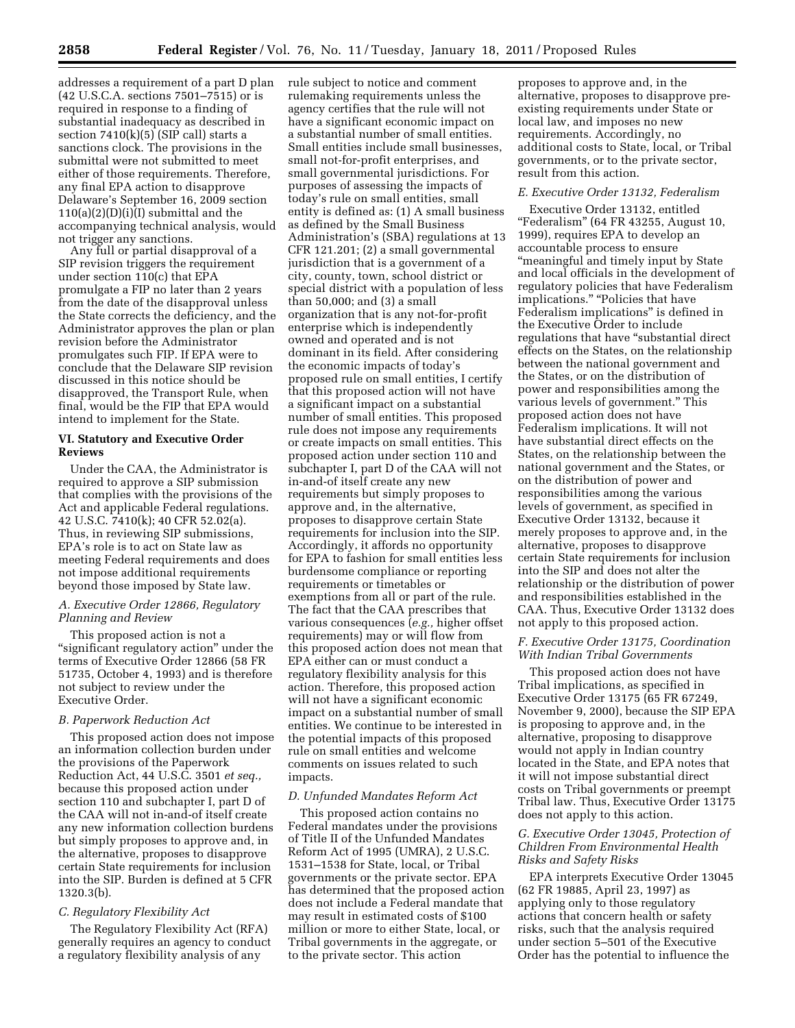addresses a requirement of a part D plan (42 U.S.C.A. sections 7501–7515) or is required in response to a finding of substantial inadequacy as described in section 7410(k)(5) (SIP call) starts a sanctions clock. The provisions in the submittal were not submitted to meet either of those requirements. Therefore, any final EPA action to disapprove Delaware's September 16, 2009 section 110(a)(2)(D)(i)(I) submittal and the accompanying technical analysis, would not trigger any sanctions.

Any full or partial disapproval of a SIP revision triggers the requirement under section 110(c) that EPA promulgate a FIP no later than 2 years from the date of the disapproval unless the State corrects the deficiency, and the Administrator approves the plan or plan revision before the Administrator promulgates such FIP. If EPA were to conclude that the Delaware SIP revision discussed in this notice should be disapproved, the Transport Rule, when final, would be the FIP that EPA would intend to implement for the State.

## VI. Statutory and Executive Order Reviews

Under the CAA, the Administrator is required to approve a SIP submission that complies with the provisions of the Act and applicable Federal regulations. 42 U.S.C. 7410(k); 40 CFR 52.02(a). Thus, in reviewing SIP submissions, EPA's role is to act on State law as meeting Federal requirements and does not impose additional requirements beyond those imposed by State law.

### *A. Executive Order 12866, Regulatory Planning and Review*

This proposed action is not a "significant regulatory action" under the terms of Executive Order 12866 (58 FR 51735, October 4, 1993) and is therefore not subject to review under the Executive Order.

### *B. Paperwork Reduction Act*

This proposed action does not impose an information collection burden under the provisions of the Paperwork Reduction Act, 44 U.S.C. 3501 *et seq.*, because this proposed action under section 110 and subchapter I, part D of the CAA will not in-and-of itself create any new information collection burdens but simply proposes to approve and, in the alternative, proposes to disapprove certain State requirements for inclusion into the SIP. Burden is defined at 5 CFR 1320.3(b).

### *C. Regulatory Flexibility Act*

The Regulatory Flexibility Act (RFA) generally requires an agency to conduct a regulatory flexibility analysis of any rule subject to notice and comment rulemaking requirements unless the agency certifies that the rule will not have a significant economic impact on a substantial number of small entities. Small entities include small businesses, small not-for-profit enterprises, and small governmental jurisdictions. For purposes of assessing the impacts of today's rule on small entities, small entity is defined as: (1) A small business as defined by the Small Business Administration's (SBA) regulations at 13 CFR 121.201; (2) a small governmental jurisdiction that is a government of a city, county, town, school district or special district with a population of less than 50,000; and (3) a small organization that is any not-for-profit enterprise which is independently owned and operated and is not dominant in its field. After considering the economic impacts of today's proposed rule on small entities, I certify that this proposed action will not have a significant impact on a substantial number of small entities. This proposed rule does not impose any requirements or create impacts on small entities. This proposed action under section 110 and subchapter I, part D of the CAA will not in-and-of itself create any new requirements but simply proposes to approve and, in the alternative, proposes to disapprove certain State requirements for inclusion into the SIP. Accordingly, it affords no opportunity for EPA to fashion for small entities less burdensome compliance or reporting requirements or timetables or exemptions from all or part of the rule. The fact that the CAA prescribes that various consequences (*e.g.,* higher offset requirements) may or will flow from this proposed action does not mean that EPA either can or must conduct a regulatory flexibility analysis for this action. Therefore, this proposed action will not have a significant economic impact on a substantial number of small entities. We continue to be interested in the potential impacts of this proposed rule on small entities and welcome comments on issues related to such impacts.

### *D. Unfunded Mandates Reform Act*

This proposed action contains no Federal mandates under the provisions of Title II of the Unfunded Mandates Reform Act of 1995 (UMRA), 2 U.S.C. 1531–1538 for State, local, or Tribal governments or the private sector. EPA has determined that the proposed action does not include a Federal mandate that may result in estimated costs of $100 million or more to either State, local, or Tribal governments in the aggregate, or to the private sector. This action proposes to approve and, in the alternative, proposes to disapprove pre-existing requirements under State or local law, and imposes no new requirements. Accordingly, no additional costs to State, local, or Tribal governments, or to the private sector, result from this action.

### *E. Executive Order 13132, Federalism*

Executive Order 13132, entitled "Federalism" (64 FR 43255, August 10, 1999), requires EPA to develop an accountable process to ensure "meaningful and timely input by State and local officials in the development of regulatory policies that have Federalism implications." "Policies that have Federalism implications" is defined in the Executive Order to include regulations that have "substantial direct effects on the States, on the relationship between the national government and the States, or on the distribution of power and responsibilities among the various levels of government." This proposed action does not have Federalism implications. It will not have substantial direct effects on the States, on the relationship between the national government and the States, or on the distribution of power and responsibilities among the various levels of government, as specified in Executive Order 13132, because it merely proposes to approve and, in the alternative, proposes to disapprove certain State requirements for inclusion into the SIP and does not alter the relationship or the distribution of power and responsibilities established in the CAA. Thus, Executive Order 13132 does not apply to this proposed action.

### *F. Executive Order 13175, Coordination With Indian Tribal Governments*

This proposed action does not have Tribal implications, as specified in Executive Order 13175 (65 FR 67249, November 9, 2000), because the SIP EPA is proposing to approve and, in the alternative, proposing to disapprove would not apply in Indian country located in the State, and EPA notes that it will not impose substantial direct costs on Tribal governments or preempt Tribal law. Thus, Executive Order 13175 does not apply to this action.

### *G. Executive Order 13045, Protection of Children From Environmental Health Risks and Safety Risks*

EPA interprets Executive Order 13045 (62 FR 19885, April 23, 1997) as applying only to those regulatory actions that concern health or safety risks, such that the analysis required under section 5–501 of the Executive Order has the potential to influence the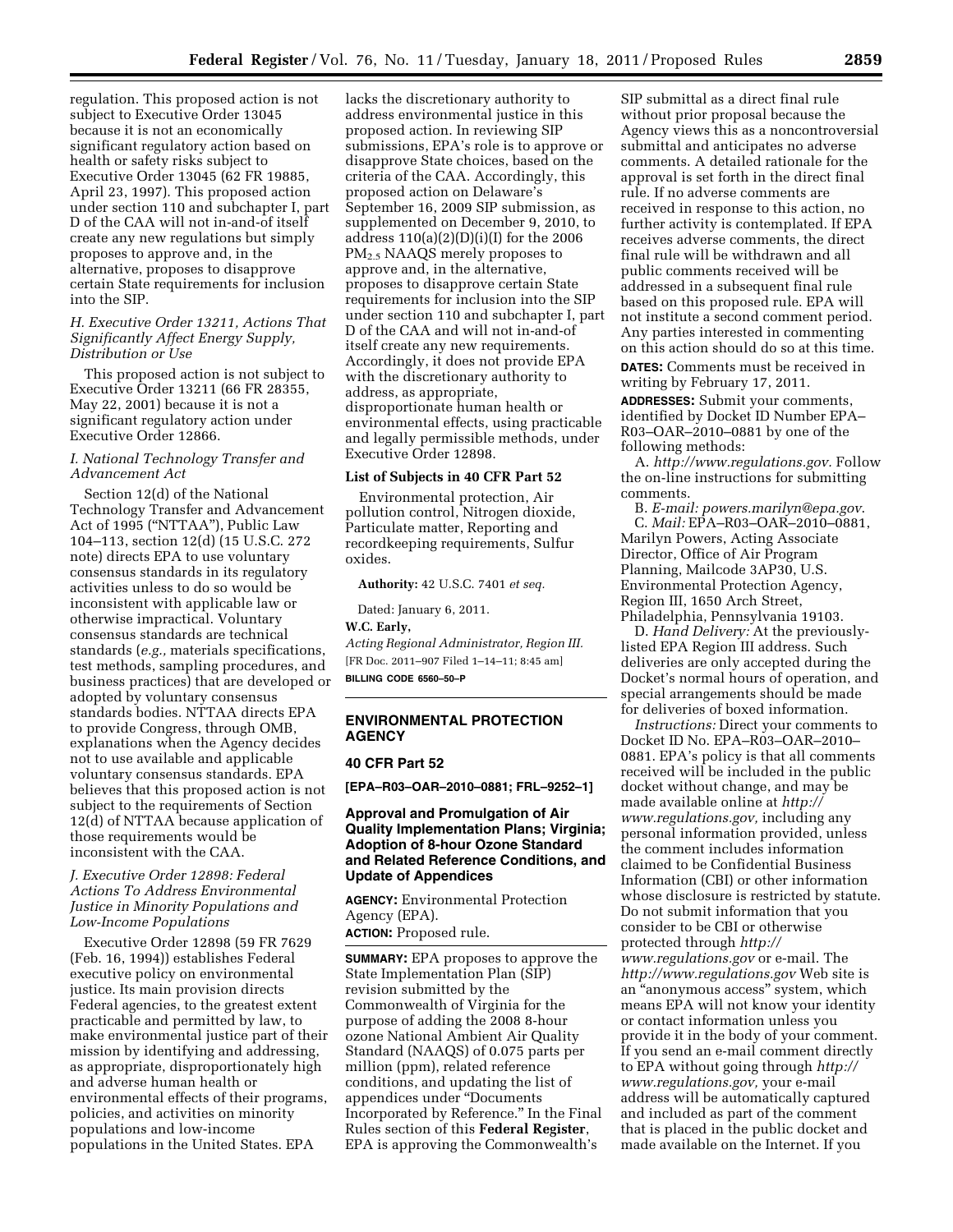regulation. This proposed action is not subject to Executive Order 13045 because it is not an economically significant regulatory action based on health or safety risks subject to Executive Order 13045 (62 FR 19885, April 23, 1997). This proposed action under section 110 and subchapter I, part D of the CAA will not in-and-of itself create any new regulations but simply proposes to approve and, in the alternative, proposes to disapprove certain State requirements for inclusion into the SIP.

### *H. Executive Order 13211, Actions That Significantly Affect Energy Supply, Distribution or Use*

This proposed action is not subject to Executive Order 13211 (66 FR 28355, May 22, 2001) because it is not a significant regulatory action under Executive Order 12866.

### *I. National Technology Transfer and Advancement Act*

Section 12(d) of the National Technology Transfer and Advancement Act of 1995 ("NTTAA"), Public Law 104–113, section 12(d) (15 U.S.C. 272 note) directs EPA to use voluntary consensus standards in its regulatory activities unless to do so would be inconsistent with applicable law or otherwise impractical. Voluntary consensus standards are technical standards (*e.g.,* materials specifications, test methods, sampling procedures, and business practices) that are developed or adopted by voluntary consensus standards bodies. NTTAA directs EPA to provide Congress, through OMB, explanations when the Agency decides not to use available and applicable voluntary consensus standards. EPA believes that this proposed action is not subject to the requirements of Section 12(d) of NTTAA because application of those requirements would be inconsistent with the CAA.

### *J. Executive Order 12898: Federal Actions To Address Environmental Justice in Minority Populations and Low-Income Populations*

Executive Order 12898 (59 FR 7629 (Feb. 16, 1994)) establishes Federal executive policy on environmental justice. Its main provision directs Federal agencies, to the greatest extent practicable and permitted by law, to make environmental justice part of their mission by identifying and addressing, as appropriate, disproportionately high and adverse human health or environmental effects of their programs, policies, and activities on minority populations and low-income populations in the United States. EPA lacks the discretionary authority to address environmental justice in this proposed action. In reviewing SIP submissions, EPA's role is to approve or disapprove State choices, based on the criteria of the CAA. Accordingly, this proposed action on Delaware's September 16, 2009 SIP submission, as supplemented on December 9, 2010, to address 110(a)(2)(D)(i)(I) for the 2006 $PM_{2.5}$ NAAQS merely proposes to approve and, in the alternative, proposes to disapprove certain State requirements for inclusion into the SIP under section 110 and subchapter I, part D of the CAA and will not in-and-of itself create any new requirements. Accordingly, it does not provide EPA with the discretionary authority to address, as appropriate, disproportionate human health or environmental effects, using practicable and legally permissible methods, under Executive Order 12898.

**List of Subjects in 40 CFR Part 52**

Environmental protection, Air pollution control, Nitrogen dioxide, Particulate matter, Reporting and recordkeeping requirements, Sulfur oxides.

**Authority:** 42 U.S.C. 7401 *et seq.*

Dated: January 6, 2011.

**W.C. Early,**

*Acting Regional Administrator, Region III.*

[FR Doc. 2011–907 Filed 1–14–11; 8:45 am]

**BILLING CODE 6560–50–P**

---

## ENVIRONMENTAL PROTECTION AGENCY

### 40 CFR Part 52

**[EPA–R03–OAR–2010–0881; FRL–9252–1]**

### Approval and Promulgation of Air Quality Implementation Plans; Virginia; Adoption of 8-hour Ozone Standard and Related Reference Conditions, and Update of Appendices

**AGENCY:** Environmental Protection Agency (EPA).

**ACTION:** Proposed rule.

**SUMMARY:** EPA proposes to approve the State Implementation Plan (SIP) revision submitted by the Commonwealth of Virginia for the purpose of adding the 2008 8-hour ozone National Ambient Air Quality Standard (NAAQS) of 0.075 parts per million (ppm), related reference conditions, and updating the list of appendices under "Documents Incorporated by Reference." In the Final Rules section of this **Federal Register**, EPA is approving the Commonwealth's SIP submittal as a direct final rule without prior proposal because the Agency views this as a noncontroversial submittal and anticipates no adverse comments. A detailed rationale for the approval is set forth in the direct final rule. If no adverse comments are received in response to this action, no further activity is contemplated. If EPA receives adverse comments, the direct final rule will be withdrawn and all public comments received will be addressed in a subsequent final rule based on this proposed rule. EPA will not institute a second comment period. Any parties interested in commenting on this action should do so at this time.

**DATES:** Comments must be received in writing by February 17, 2011.

**ADDRESSES:** Submit your comments, identified by Docket ID Number EPA–R03–OAR–2010–0881 by one of the following methods:

A. *http://www.regulations.gov.* Follow the on-line instructions for submitting comments.

B. *E-mail: powers.marilyn@epa.gov.*

C. *Mail:* EPA–R03–OAR–2010–0881, Marilyn Powers, Acting Associate Director, Office of Air Program Planning, Mailcode 3AP30, U.S. Environmental Protection Agency, Region III, 1650 Arch Street, Philadelphia, Pennsylvania 19103.

D. *Hand Delivery:* At the previously-listed EPA Region III address. Such deliveries are only accepted during the Docket's normal hours of operation, and special arrangements should be made for deliveries of boxed information.

*Instructions:* Direct your comments to Docket ID No. EPA–R03–OAR–2010–0881. EPA's policy is that all comments received will be included in the public docket without change, and may be made available online at *http://www.regulations.gov,* including any personal information provided, unless the comment includes information claimed to be Confidential Business Information (CBI) or other information whose disclosure is restricted by statute. Do not submit information that you consider to be CBI or otherwise protected through *http://www.regulations.gov* or e-mail. The *http://www.regulations.gov* Web site is an "anonymous access" system, which means EPA will not know your identity or contact information unless you provide it in the body of your comment. If you send an e-mail comment directly to EPA without going through *http://www.regulations.gov,* your e-mail address will be automatically captured and included as part of the comment that is placed in the public docket and made available on the Internet. If you